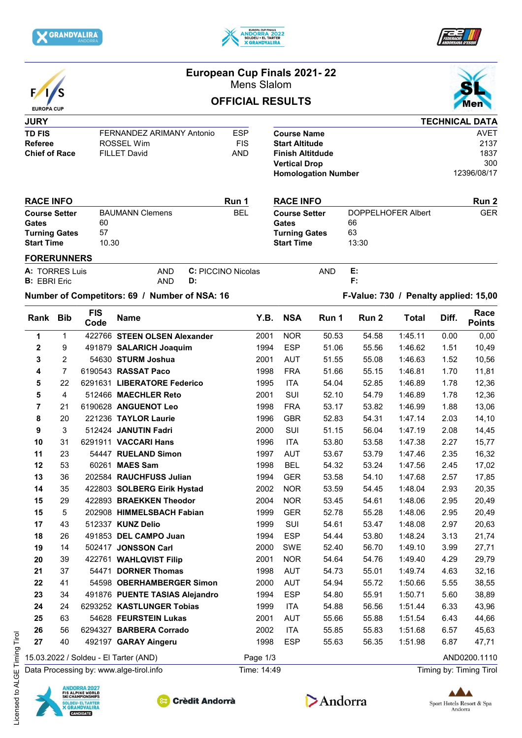# European Cup Finals 2021- 22

## Mens Slalom

## OFFICIAL RESULTS

| JURY | | |
|---|---|---|
| **TD FIS** | FERNANDEZ ARIMANY Antonio | ESP |
| **Referee** | ROSSEL Wim | FIS |
| **Chief of Race** | FILLET David | AND |

| TECHNICAL DATA | |
|---|---|
| **Course Name** | AVET |
| **Start Altitude** | 2137 |
| **Finish Altitude** | 1837 |
| **Vertical Drop** | 300 |
| **Homologation Number** | 12396/08/17 |

| RACE INFO | | Run 1 |
|---|---|---|
| **Course Setter** | BAUMANN Clemens | BEL |
| **Gates** | 60 | |
| **Turning Gates** | 57 | |
| **Start Time** | 10.30 | |

| RACE INFO | | Run 2 |
|---|---|---|
| **Course Setter** | DOPPELHOFER Albert | GER |
| **Gates** | 66 | |
| **Turning Gates** | 63 | |
| **Start Time** | 13:30 | |

**FORERUNNERS**

**A:** TORRES Luis AND
**B:** EBRI Eric AND
**C:** PICCINO Nicolas AND
**D:**
**E:**
**F:**

**Number of Competitors: 69 / Number of NSA: 16**

**F-Value: 730 / Penalty applied: 15,00**

| Rank | Bib | FIS Code | Name | Y.B. | NSA | Run 1 | Run 2 | Total | Diff. | Race Points |
|---|---|---|---|---|---|---|---|---|---|---|
| 1 | 1 | 422766 | **STEEN OLSEN Alexander** | 2001 | NOR | 50.53 | 54.58 | 1:45.11 | 0.00 | 0,00 |
| 2 | 9 | 491879 | **SALARICH Joaquim** | 1994 | ESP | 51.06 | 55.56 | 1:46.62 | 1.51 | 10,49 |
| 3 | 2 | 54630 | **STURM Joshua** | 2001 | AUT | 51.55 | 55.08 | 1:46.63 | 1.52 | 10,56 |
| 4 | 7 | 6190543 | **RASSAT Paco** | 1998 | FRA | 51.66 | 55.15 | 1:46.81 | 1.70 | 11,81 |
| 5 | 22 | 6291631 | **LIBERATORE Federico** | 1995 | ITA | 54.04 | 52.85 | 1:46.89 | 1.78 | 12,36 |
| 5 | 4 | 512466 | **MAECHLER Reto** | 2001 | SUI | 52.10 | 54.79 | 1:46.89 | 1.78 | 12,36 |
| 7 | 21 | 6190628 | **ANGUENOT Leo** | 1998 | FRA | 53.17 | 53.82 | 1:46.99 | 1.88 | 13,06 |
| 8 | 20 | 221236 | **TAYLOR Laurie** | 1996 | GBR | 52.83 | 54.31 | 1:47.14 | 2.03 | 14,10 |
| 9 | 3 | 512424 | **JANUTIN Fadri** | 2000 | SUI | 51.15 | 56.04 | 1:47.19 | 2.08 | 14,45 |
| 10 | 31 | 6291911 | **VACCARI Hans** | 1996 | ITA | 53.80 | 53.58 | 1:47.38 | 2.27 | 15,77 |
| 11 | 23 | 54447 | **RUELAND Simon** | 1997 | AUT | 53.67 | 53.79 | 1:47.46 | 2.35 | 16,32 |
| 12 | 53 | 60261 | **MAES Sam** | 1998 | BEL | 54.32 | 53.24 | 1:47.56 | 2.45 | 17,02 |
| 13 | 36 | 202584 | **RAUCHFUSS Julian** | 1994 | GER | 53.58 | 54.10 | 1:47.68 | 2.57 | 17,85 |
| 14 | 35 | 422803 | **SOLBERG Eirik Hystad** | 2002 | NOR | 53.59 | 54.45 | 1:48.04 | 2.93 | 20,35 |
| 15 | 29 | 422893 | **BRAEKKEN Theodor** | 2004 | NOR | 53.45 | 54.61 | 1:48.06 | 2.95 | 20,49 |
| 15 | 5 | 202908 | **HIMMELSBACH Fabian** | 1999 | GER | 52.78 | 55.28 | 1:48.06 | 2.95 | 20,49 |
| 17 | 43 | 512337 | **KUNZ Delio** | 1999 | SUI | 54.61 | 53.47 | 1:48.08 | 2.97 | 20,63 |
| 18 | 26 | 491853 | **DEL CAMPO Juan** | 1994 | ESP | 54.44 | 53.80 | 1:48.24 | 3.13 | 21,74 |
| 19 | 14 | 502417 | **JONSSON Carl** | 2000 | SWE | 52.40 | 56.70 | 1:49.10 | 3.99 | 27,71 |
| 20 | 39 | 422761 | **WAHLQVIST Filip** | 2001 | NOR | 54.64 | 54.76 | 1:49.40 | 4.29 | 29,79 |
| 21 | 37 | 54471 | **DORNER Thomas** | 1998 | AUT | 54.73 | 55.01 | 1:49.74 | 4.63 | 32,16 |
| 22 | 41 | 54598 | **OBERHAMBERGER Simon** | 2000 | AUT | 54.94 | 55.72 | 1:50.66 | 5.55 | 38,55 |
| 23 | 34 | 491876 | **PUENTE TASIAS Alejandro** | 1994 | ESP | 54.80 | 55.91 | 1:50.71 | 5.60 | 38,89 |
| 24 | 24 | 6293252 | **KASTLUNGER Tobias** | 1999 | ITA | 54.88 | 56.56 | 1:51.44 | 6.33 | 43,96 |
| 25 | 63 | 54628 | **FEURSTEIN Lukas** | 2001 | AUT | 55.66 | 55.88 | 1:51.54 | 6.43 | 44,66 |
| 26 | 56 | 6294327 | **BARBERA Corrado** | 2002 | ITA | 55.85 | 55.83 | 1:51.68 | 6.57 | 45,63 |
| 27 | 40 | 492197 | **GARAY Aingeru** | 1998 | ESP | 55.63 | 56.35 | 1:51.98 | 6.87 | 47,71 |

15.03.2022 / Soldeu - El Tarter (AND) AND0200.1110

Data Processing by: www.alge-tirol.info Time: 14:49 Timing by: Timing Tirol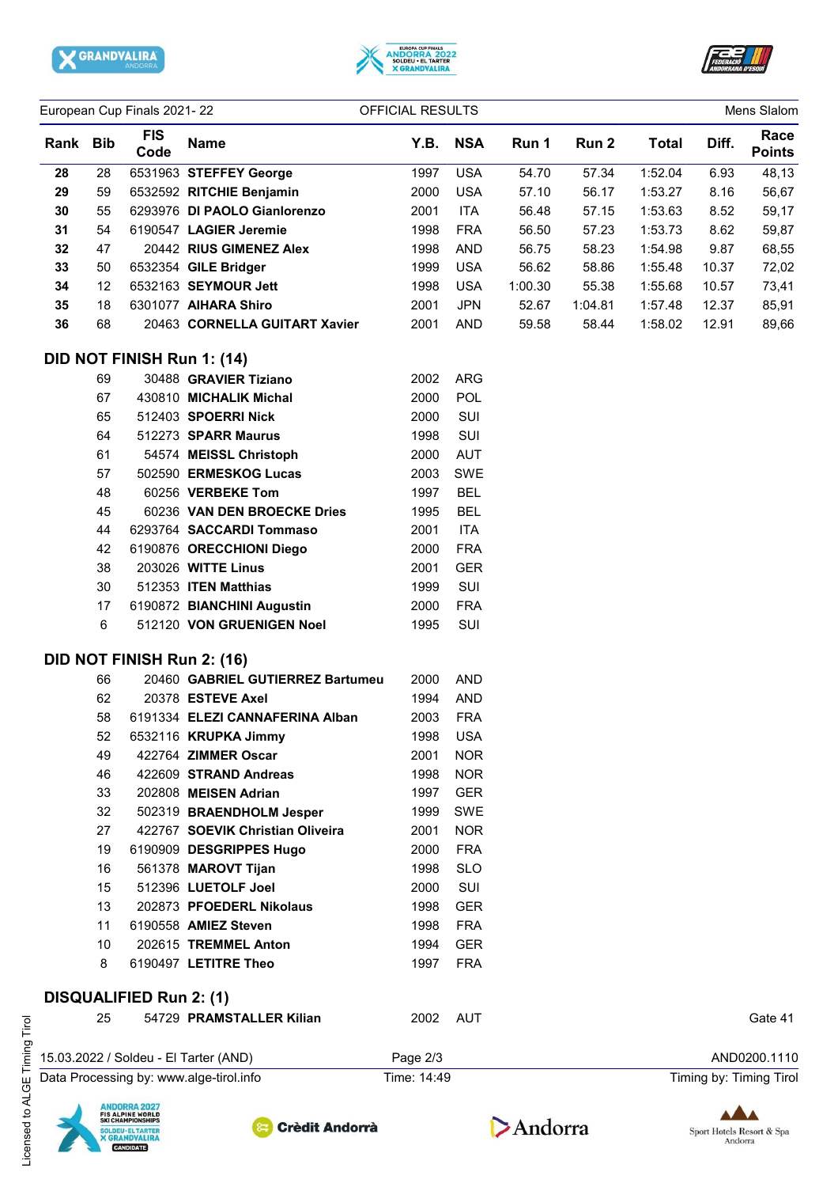European Cup Finals 2021- 22 — OFFICIAL RESULTS — Mens Slalom

| Rank | Bib | FIS Code | Name | Y.B. | NSA | Run 1 | Run 2 | Total | Diff. | Race Points |
|---|---|---|---|---|---|---|---|---|---|---|
| 28 | 28 | 6531963 | **STEFFEY George** | 1997 | USA | 54.70 | 57.34 | 1:52.04 | 6.93 | 48,13 |
| 29 | 59 | 6532592 | **RITCHIE Benjamin** | 2000 | USA | 57.10 | 56.17 | 1:53.27 | 8.16 | 56,67 |
| 30 | 55 | 6293976 | **DI PAOLO Gianlorenzo** | 2001 | ITA | 56.48 | 57.15 | 1:53.63 | 8.52 | 59,17 |
| 31 | 54 | 6190547 | **LAGIER Jeremie** | 1998 | FRA | 56.50 | 57.23 | 1:53.73 | 8.62 | 59,87 |
| 32 | 47 | 20442 | **RIUS GIMENEZ Alex** | 1998 | AND | 56.75 | 58.23 | 1:54.98 | 9.87 | 68,55 |
| 33 | 50 | 6532354 | **GILE Bridger** | 1999 | USA | 56.62 | 58.86 | 1:55.48 | 10.37 | 72,02 |
| 34 | 12 | 6532163 | **SEYMOUR Jett** | 1998 | USA | 1:00.30 | 55.38 | 1:55.68 | 10.57 | 73,41 |
| 35 | 18 | 6301077 | **AIHARA Shiro** | 2001 | JPN | 52.67 | 1:04.81 | 1:57.48 | 12.37 | 85,91 |
| 36 | 68 | 20463 | **CORNELLA GUITART Xavier** | 2001 | AND | 59.58 | 58.44 | 1:58.02 | 12.91 | 89,66 |

## DID NOT FINISH Run 1: (14)

| Bib | FIS Code | Name | Y.B. | NSA |
|---|---|---|---|---|
| 69 | 30488 | **GRAVIER Tiziano** | 2002 | ARG |
| 67 | 430810 | **MICHALIK Michal** | 2000 | POL |
| 65 | 512403 | **SPOERRI Nick** | 2000 | SUI |
| 64 | 512273 | **SPARR Maurus** | 1998 | SUI |
| 61 | 54574 | **MEISSL Christoph** | 2000 | AUT |
| 57 | 502590 | **ERMESKOG Lucas** | 2003 | SWE |
| 48 | 60256 | **VERBEKE Tom** | 1997 | BEL |
| 45 | 60236 | **VAN DEN BROECKE Dries** | 1995 | BEL |
| 44 | 6293764 | **SACCARDI Tommaso** | 2001 | ITA |
| 42 | 6190876 | **ORECCHIONI Diego** | 2000 | FRA |
| 38 | 203026 | **WITTE Linus** | 2001 | GER |
| 30 | 512353 | **ITEN Matthias** | 1999 | SUI |
| 17 | 6190872 | **BIANCHINI Augustin** | 2000 | FRA |
| 6 | 512120 | **VON GRUENIGEN Noel** | 1995 | SUI |

## DID NOT FINISH Run 2: (16)

| Bib | FIS Code | Name | Y.B. | NSA |
|---|---|---|---|---|
| 66 | 20460 | **GABRIEL GUTIERREZ Bartumeu** | 2000 | AND |
| 62 | 20378 | **ESTEVE Axel** | 1994 | AND |
| 58 | 6191334 | **ELEZI CANNAFERINA Alban** | 2003 | FRA |
| 52 | 6532116 | **KRUPKA Jimmy** | 1998 | USA |
| 49 | 422764 | **ZIMMER Oscar** | 2001 | NOR |
| 46 | 422609 | **STRAND Andreas** | 1998 | NOR |
| 33 | 202808 | **MEISEN Adrian** | 1997 | GER |
| 32 | 502319 | **BRAENDHOLM Jesper** | 1999 | SWE |
| 27 | 422767 | **SOEVIK Christian Oliveira** | 2001 | NOR |
| 19 | 6190909 | **DESGRIPPES Hugo** | 2000 | FRA |
| 16 | 561378 | **MAROVT Tijan** | 1998 | SLO |
| 15 | 512396 | **LUETOLF Joel** | 2000 | SUI |
| 13 | 202873 | **PFOEDERL Nikolaus** | 1998 | GER |
| 11 | 6190558 | **AMIEZ Steven** | 1998 | FRA |
| 10 | 202615 | **TREMMEL Anton** | 1994 | GER |
| 8 | 6190497 | **LETITRE Theo** | 1997 | FRA |

## DISQUALIFIED Run 2: (1)

| Bib | FIS Code | Name | Y.B. | NSA | |
|---|---|---|---|---|---|
| 25 | 54729 | **PRAMSTALLER Kilian** | 2002 | AUT | Gate 41 |

15.03.2022 / Soldeu - El Tarter (AND) — AND0200.1110

Data Processing by: www.alge-tirol.info — Time: 14:49 — Timing by: Timing Tirol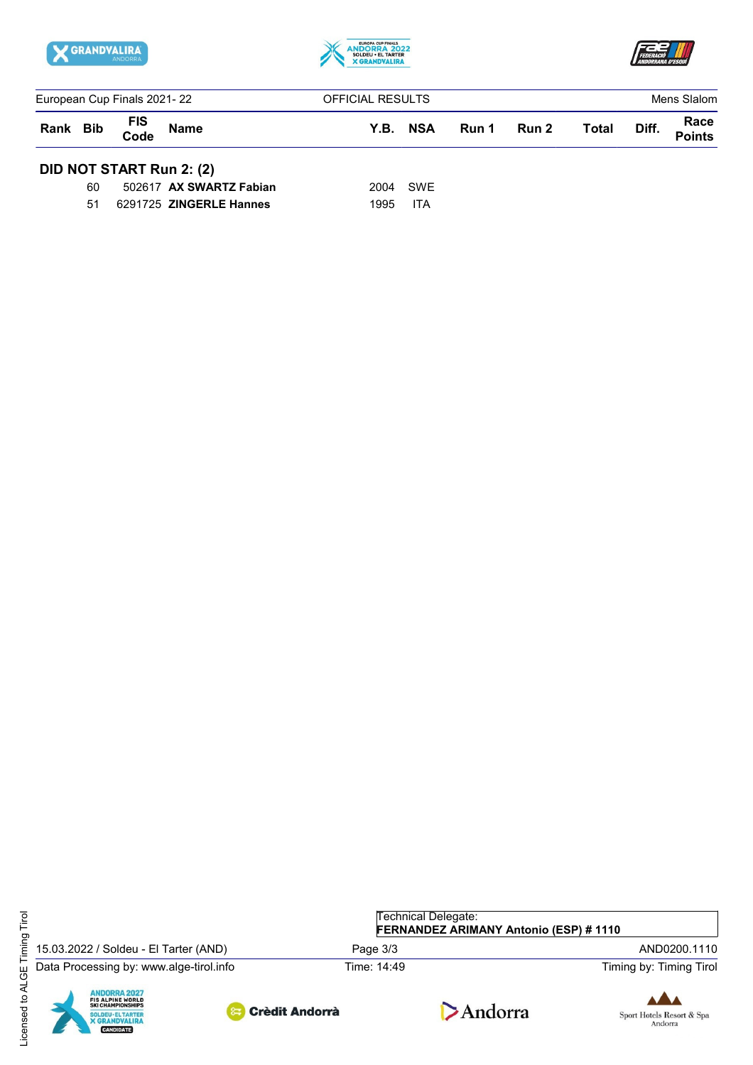| Rank | Bib | FIS Code | Name | Y.B. | NSA | Run 1 | Run 2 | Total | Diff. | Race Points |
|---|---|---|---|---|---|---|---|---|---|---|

## DID NOT START Run 2: (2)

| Rank | Bib | FIS Code | Name | Y.B. | NSA | Run 1 | Run 2 | Total | Diff. | Race Points |
|---|---|---|---|---|---|---|---|---|---|---|
| | 60 | 502617 | **AX SWARTZ Fabian** | 2004 | SWE | | | | | |
| | 51 | 6291725 | **ZINGERLE Hannes** | 1995 | ITA | | | | | |

Technical Delegate:
**FERNANDEZ ARIMANY Antonio (ESP) # 1110**

15.03.2022 / Soldeu - El Tarter (AND)

AND0200.1110

Data Processing by: www.alge-tirol.info

Time: 14:49

Timing by: Timing Tirol